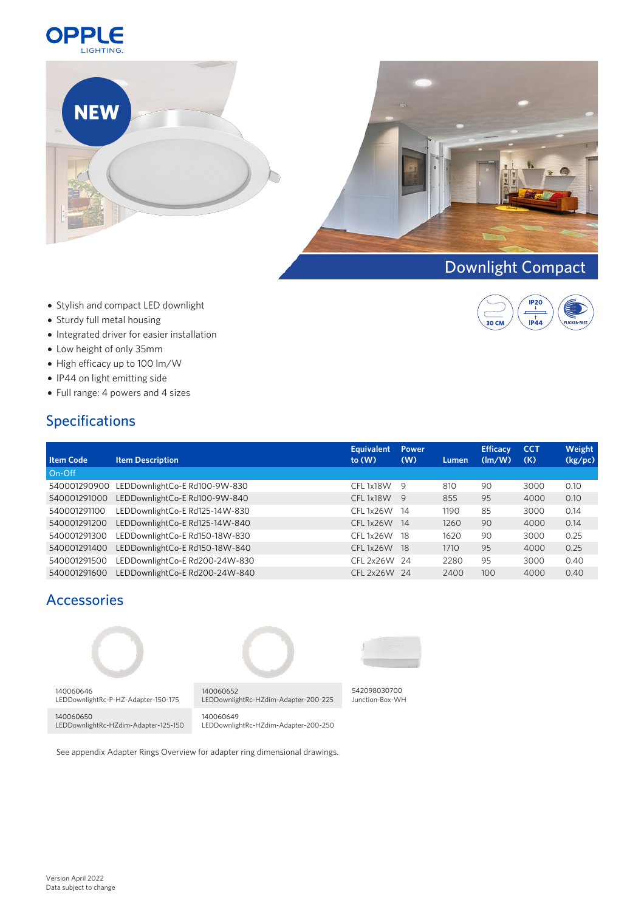OPPLE LIGHTING.

NEW

# Downlight Compact

- Stylish and compact LED downlight
- Sturdy full metal housing
- Integrated driver for easier installation
- Low height of only 35mm
- High efficacy up to 100 lm/W
- IP44 on light emitting side
- Full range: 4 powers and 4 sizes

30 CM | IP20 / IP44 | FLICKER-FREE

## Specifications

| Item Code | Item Description | Equivalent to (W) | Power (W) | Lumen | Efficacy (lm/W) | CCT (K) | Weight (kg/pc) |
|---|---|---|---|---|---|---|---|
| On-Off | | | | | | | |
| 540001290900 | LEDDownlightCo-E Rd100-9W-830 | CFL 1x18W | 9 | 810 | 90 | 3000 | 0.10 |
| 540001291000 | LEDDownlightCo-E Rd100-9W-840 | CFL 1x18W | 9 | 855 | 95 | 4000 | 0.10 |
| 540001291100 | LEDDownlightCo-E Rd125-14W-830 | CFL 1x26W | 14 | 1190 | 85 | 3000 | 0.14 |
| 540001291200 | LEDDownlightCo-E Rd125-14W-840 | CFL 1x26W | 14 | 1260 | 90 | 4000 | 0.14 |
| 540001291300 | LEDDownlightCo-E Rd150-18W-830 | CFL 1x26W | 18 | 1620 | 90 | 3000 | 0.25 |
| 540001291400 | LEDDownlightCo-E Rd150-18W-840 | CFL 1x26W | 18 | 1710 | 95 | 4000 | 0.25 |
| 540001291500 | LEDDownlightCo-E Rd200-24W-830 | CFL 2x26W | 24 | 2280 | 95 | 3000 | 0.40 |
| 540001291600 | LEDDownlightCo-E Rd200-24W-840 | CFL 2x26W | 24 | 2400 | 100 | 4000 | 0.40 |

## Accessories

| | | |
|---|---|---|
| 140060646<br>LEDDownlightRc-P-HZ-Adapter-150-175 | 140060652<br>LEDDownlightRc-HZdim-Adapter-200-225 | 542098030700<br>Junction-Box-WH |
| 140060650<br>LEDDownlightRc-HZdim-Adapter-125-150 | 140060649<br>LEDDownlightRc-HZdim-Adapter-200-250 | |

See appendix Adapter Rings Overview for adapter ring dimensional drawings.

Version April 2022
Data subject to change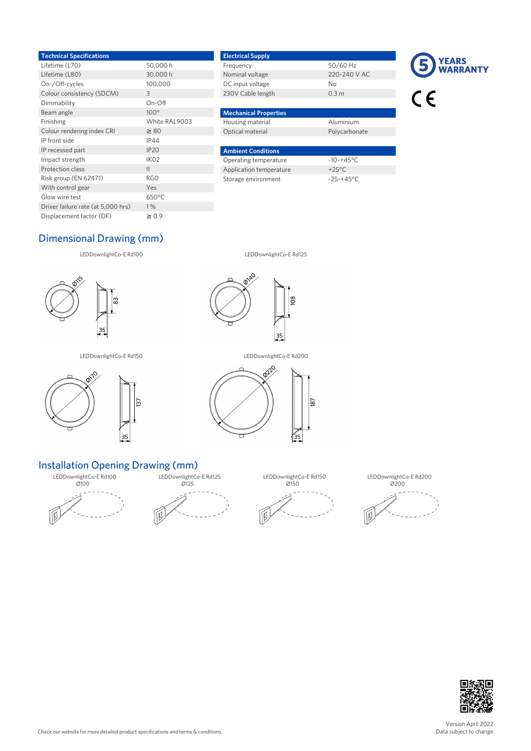| Technical Specifications | |
|---|---|
| Lifetime (L70) | 50,000 h |
| Lifetime (L80) | 30,000 h |
| On-/Off-cycles | 100,000 |
| Colour consistency (SDCM) | 3 |
| Dimmability | On-Off |
| Beam angle | 100° |
| Finishing | White RAL9003 |
| Colour rendering index CRI | ≥ 80 |
| IP front side | IP44 |
| IP recessed part | IP20 |
| Impact strength | IK02 |
| Protection class | II |
| Risk group (EN 62471) | RG0 |
| With control gear | Yes |
| Glow wire test | 650°C |
| Driver failure rate (at 5,000 hrs) | 1 % |
| Displacement factor (DF) | ≥ 0.9 |

| Electrical Supply | |
|---|---|
| Frequency | 50/60 Hz |
| Nominal voltage | 220-240 V AC |
| DC input voltage | No |
| 230V Cable length | 0.3 m |

| Mechanical Properties | |
|---|---|
| Housing material | Aluminium |
| Optical material | Polycarbonate |

| Ambient Conditions | |
|---|---|
| Operating temperature | -10-+45°C |
| Application temperature | +25°C |
| Storage environment | -25-+45°C |

5 YEARS WARRANTY

CE

## Dimensional Drawing (mm)

LEDDownlightCo-E Rd100

Ø115
83
35

LEDDownlightCo-E Rd125

Ø140
108
35

LEDDownlightCo-E Rd150

Ø170
137
35

LEDDownlightCo-E Rd200

Ø220
187
35

## Installation Opening Drawing (mm)

LEDDownlightCo-E Rd100
Ø100

LEDDownlightCo-E Rd125
Ø125

LEDDownlightCo-E Rd150
Ø150

LEDDownlightCo-E Rd200
Ø200

Check our website for more detailed product specifications and terms & conditions.

Version April 2022
Data subject to change